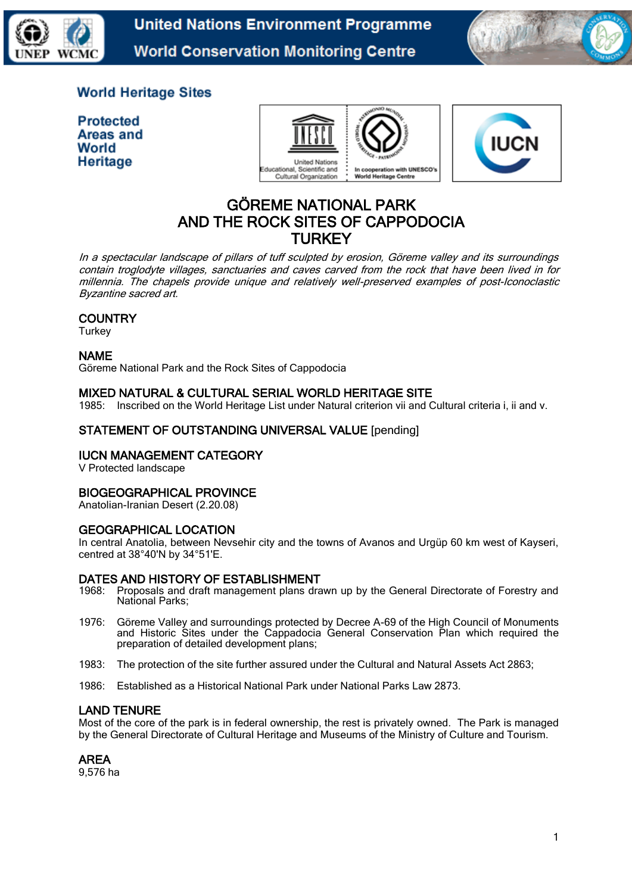United Nations Environment Programme

World Conservation Monitoring Centre

World Heritage Sites

Protected Areas and World Heritage

# GÖREME NATIONAL PARK AND THE ROCK SITES OF CAPPODOCIA TURKEY

*In a spectacular landscape of pillars of tuff sculpted by erosion, Göreme valley and its surroundings contain troglodyte villages, sanctuaries and caves carved from the rock that have been lived in for millennia. The chapels provide unique and relatively well-preserved examples of post-Iconoclastic Byzantine sacred art.*

## COUNTRY

Turkey

## NAME

Göreme National Park and the Rock Sites of Cappodocia

## MIXED NATURAL & CULTURAL SERIAL WORLD HERITAGE SITE

1985: Inscribed on the World Heritage List under Natural criterion vii and Cultural criteria i, ii and v.

## STATEMENT OF OUTSTANDING UNIVERSAL VALUE [pending]

## IUCN MANAGEMENT CATEGORY

V Protected landscape

## BIOGEOGRAPHICAL PROVINCE

Anatolian-Iranian Desert (2.20.08)

## GEOGRAPHICAL LOCATION

In central Anatolia, between Nevsehir city and the towns of Avanos and Urgüp 60 km west of Kayseri, centred at 38°40'N by 34°51'E.

## DATES AND HISTORY OF ESTABLISHMENT

1968: Proposals and draft management plans drawn up by the General Directorate of Forestry and National Parks;

1976: Göreme Valley and surroundings protected by Decree A-69 of the High Council of Monuments and Historic Sites under the Cappadocia General Conservation Plan which required the preparation of detailed development plans;

1983: The protection of the site further assured under the Cultural and Natural Assets Act 2863;

1986: Established as a Historical National Park under National Parks Law 2873.

## LAND TENURE

Most of the core of the park is in federal ownership, the rest is privately owned. The Park is managed by the General Directorate of Cultural Heritage and Museums of the Ministry of Culture and Tourism.

## AREA

9,576 ha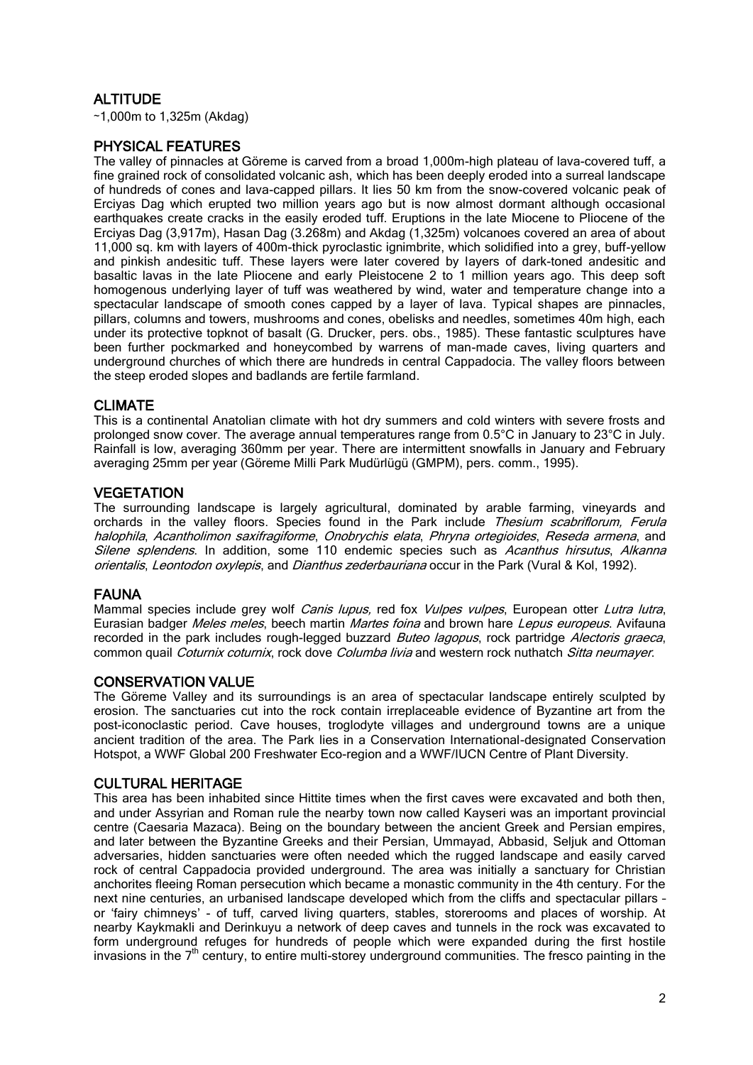## ALTITUDE

~1,000m to 1,325m (Akdag)

## PHYSICAL FEATURES

The valley of pinnacles at Göreme is carved from a broad 1,000m-high plateau of lava-covered tuff, a fine grained rock of consolidated volcanic ash, which has been deeply eroded into a surreal landscape of hundreds of cones and lava-capped pillars. It lies 50 km from the snow-covered volcanic peak of Erciyas Dag which erupted two million years ago but is now almost dormant although occasional earthquakes create cracks in the easily eroded tuff. Eruptions in the late Miocene to Pliocene of the Erciyas Dag (3,917m), Hasan Dag (3.268m) and Akdag (1,325m) volcanoes covered an area of about 11,000 sq. km with layers of 400m-thick pyroclastic ignimbrite, which solidified into a grey, buff-yellow and pinkish andesitic tuff. These layers were later covered by layers of dark-toned andesitic and basaltic lavas in the late Pliocene and early Pleistocene 2 to 1 million years ago. This deep soft homogenous underlying layer of tuff was weathered by wind, water and temperature change into a spectacular landscape of smooth cones capped by a layer of lava. Typical shapes are pinnacles, pillars, columns and towers, mushrooms and cones, obelisks and needles, sometimes 40m high, each under its protective topknot of basalt (G. Drucker, pers. obs., 1985). These fantastic sculptures have been further pockmarked and honeycombed by warrens of man-made caves, living quarters and underground churches of which there are hundreds in central Cappadocia. The valley floors between the steep eroded slopes and badlands are fertile farmland.

## CLIMATE

This is a continental Anatolian climate with hot dry summers and cold winters with severe frosts and prolonged snow cover. The average annual temperatures range from 0.5°C in January to 23°C in July. Rainfall is low, averaging 360mm per year. There are intermittent snowfalls in January and February averaging 25mm per year (Göreme Milli Park Mudürlügü (GMPM), pers. comm., 1995).

## VEGETATION

The surrounding landscape is largely agricultural, dominated by arable farming, vineyards and orchards in the valley floors. Species found in the Park include *Thesium scabriflorum, Ferula halophila*, *Acantholimon saxifragiforme*, *Onobrychis elata*, *Phryna ortegioides*, *Reseda armena*, and *Silene splendens*. In addition, some 110 endemic species such as *Acanthus hirsutus*, *Alkanna orientalis*, *Leontodon oxylepis*, and *Dianthus zederbauriana* occur in the Park (Vural & Kol, 1992).

## FAUNA

Mammal species include grey wolf *Canis lupus,* red fox *Vulpes vulpes*, European otter *Lutra lutra*, Eurasian badger *Meles meles*, beech martin *Martes foina* and brown hare *Lepus europeus*. Avifauna recorded in the park includes rough-legged buzzard *Buteo lagopus*, rock partridge *Alectoris graeca*, common quail *Coturnix coturnix*, rock dove *Columba livia* and western rock nuthatch *Sitta neumayer*.

## CONSERVATION VALUE

The Göreme Valley and its surroundings is an area of spectacular landscape entirely sculpted by erosion. The sanctuaries cut into the rock contain irreplaceable evidence of Byzantine art from the post-iconoclastic period. Cave houses, troglodyte villages and underground towns are a unique ancient tradition of the area. The Park lies in a Conservation International-designated Conservation Hotspot, a WWF Global 200 Freshwater Eco-region and a WWF/IUCN Centre of Plant Diversity.

## CULTURAL HERITAGE

This area has been inhabited since Hittite times when the first caves were excavated and both then, and under Assyrian and Roman rule the nearby town now called Kayseri was an important provincial centre (Caesaria Mazaca). Being on the boundary between the ancient Greek and Persian empires, and later between the Byzantine Greeks and their Persian, Ummayad, Abbasid, Seljuk and Ottoman adversaries, hidden sanctuaries were often needed which the rugged landscape and easily carved rock of central Cappadocia provided underground. The area was initially a sanctuary for Christian anchorites fleeing Roman persecution which became a monastic community in the 4th century. For the next nine centuries, an urbanised landscape developed which from the cliffs and spectacular pillars – or 'fairy chimneys' - of tuff, carved living quarters, stables, storerooms and places of worship. At nearby Kaykmakli and Derinkuyu a network of deep caves and tunnels in the rock was excavated to form underground refuges for hundreds of people which were expanded during the first hostile invasions in the 7th century, to entire multi-storey underground communities. The fresco painting in the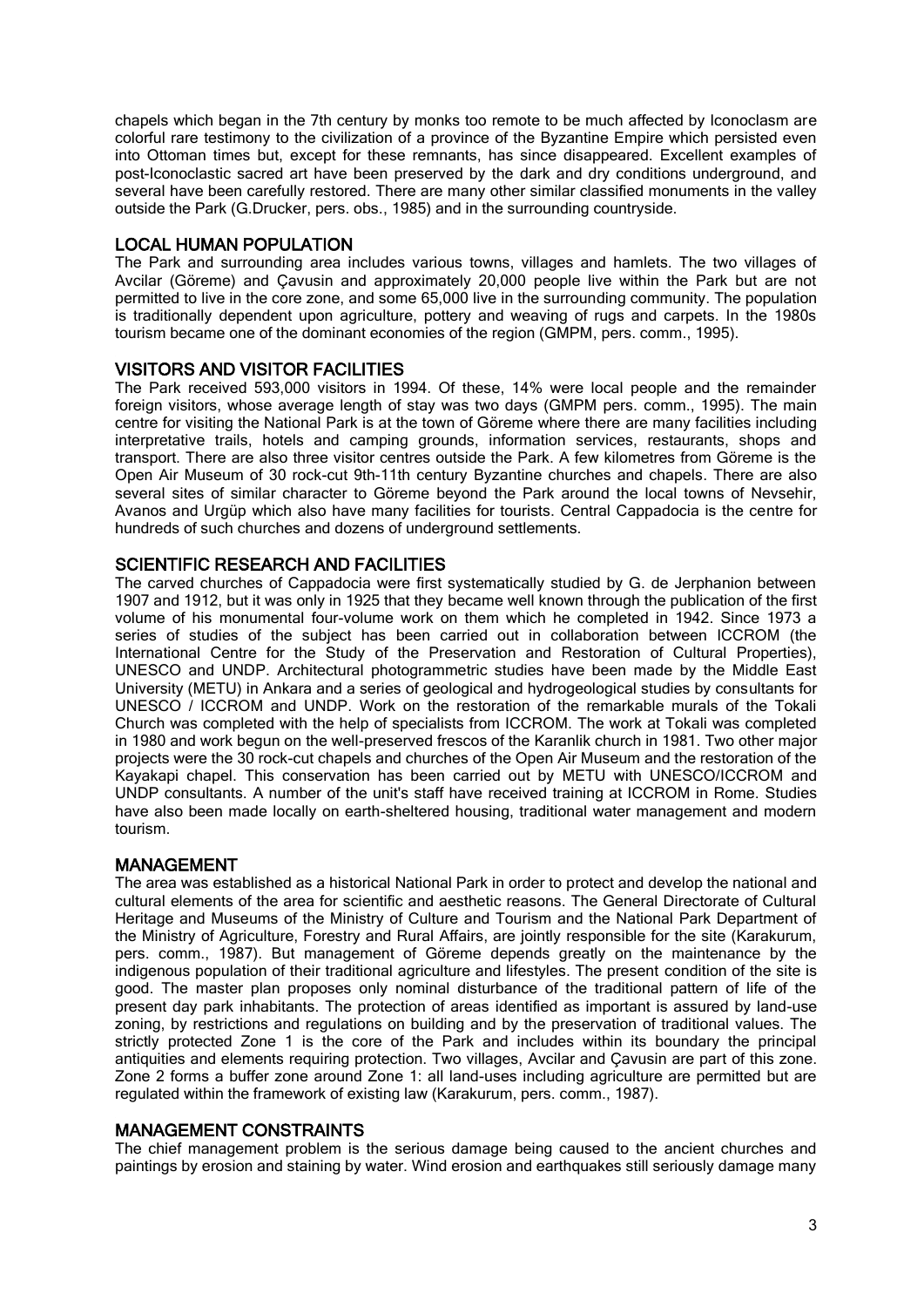chapels which began in the 7th century by monks too remote to be much affected by Iconoclasm are colorful rare testimony to the civilization of a province of the Byzantine Empire which persisted even into Ottoman times but, except for these remnants, has since disappeared. Excellent examples of post-Iconoclastic sacred art have been preserved by the dark and dry conditions underground, and several have been carefully restored. There are many other similar classified monuments in the valley outside the Park (G.Drucker, pers. obs., 1985) and in the surrounding countryside.

## LOCAL HUMAN POPULATION

The Park and surrounding area includes various towns, villages and hamlets. The two villages of Avcilar (Göreme) and Çavusin and approximately 20,000 people live within the Park but are not permitted to live in the core zone, and some 65,000 live in the surrounding community. The population is traditionally dependent upon agriculture, pottery and weaving of rugs and carpets. In the 1980s tourism became one of the dominant economies of the region (GMPM, pers. comm., 1995).

## VISITORS AND VISITOR FACILITIES

The Park received 593,000 visitors in 1994. Of these, 14% were local people and the remainder foreign visitors, whose average length of stay was two days (GMPM pers. comm., 1995). The main centre for visiting the National Park is at the town of Göreme where there are many facilities including interpretative trails, hotels and camping grounds, information services, restaurants, shops and transport. There are also three visitor centres outside the Park. A few kilometres from Göreme is the Open Air Museum of 30 rock-cut 9th-11th century Byzantine churches and chapels. There are also several sites of similar character to Göreme beyond the Park around the local towns of Nevsehir, Avanos and Urgüp which also have many facilities for tourists. Central Cappadocia is the centre for hundreds of such churches and dozens of underground settlements.

## SCIENTIFIC RESEARCH AND FACILITIES

The carved churches of Cappadocia were first systematically studied by G. de Jerphanion between 1907 and 1912, but it was only in 1925 that they became well known through the publication of the first volume of his monumental four-volume work on them which he completed in 1942. Since 1973 a series of studies of the subject has been carried out in collaboration between ICCROM (the International Centre for the Study of the Preservation and Restoration of Cultural Properties), UNESCO and UNDP. Architectural photogrammetric studies have been made by the Middle East University (METU) in Ankara and a series of geological and hydrogeological studies by consultants for UNESCO / ICCROM and UNDP. Work on the restoration of the remarkable murals of the Tokali Church was completed with the help of specialists from ICCROM. The work at Tokali was completed in 1980 and work begun on the well-preserved frescos of the Karanlik church in 1981. Two other major projects were the 30 rock-cut chapels and churches of the Open Air Museum and the restoration of the Kayakapi chapel. This conservation has been carried out by METU with UNESCO/ICCROM and UNDP consultants. A number of the unit's staff have received training at ICCROM in Rome. Studies have also been made locally on earth-sheltered housing, traditional water management and modern tourism.

## MANAGEMENT

The area was established as a historical National Park in order to protect and develop the national and cultural elements of the area for scientific and aesthetic reasons. The General Directorate of Cultural Heritage and Museums of the Ministry of Culture and Tourism and the National Park Department of the Ministry of Agriculture, Forestry and Rural Affairs, are jointly responsible for the site (Karakurum, pers. comm., 1987). But management of Göreme depends greatly on the maintenance by the indigenous population of their traditional agriculture and lifestyles. The present condition of the site is good. The master plan proposes only nominal disturbance of the traditional pattern of life of the present day park inhabitants. The protection of areas identified as important is assured by land-use zoning, by restrictions and regulations on building and by the preservation of traditional values. The strictly protected Zone 1 is the core of the Park and includes within its boundary the principal antiquities and elements requiring protection. Two villages, Avcilar and Çavusin are part of this zone. Zone 2 forms a buffer zone around Zone 1: all land-uses including agriculture are permitted but are regulated within the framework of existing law (Karakurum, pers. comm., 1987).

## MANAGEMENT CONSTRAINTS

The chief management problem is the serious damage being caused to the ancient churches and paintings by erosion and staining by water. Wind erosion and earthquakes still seriously damage many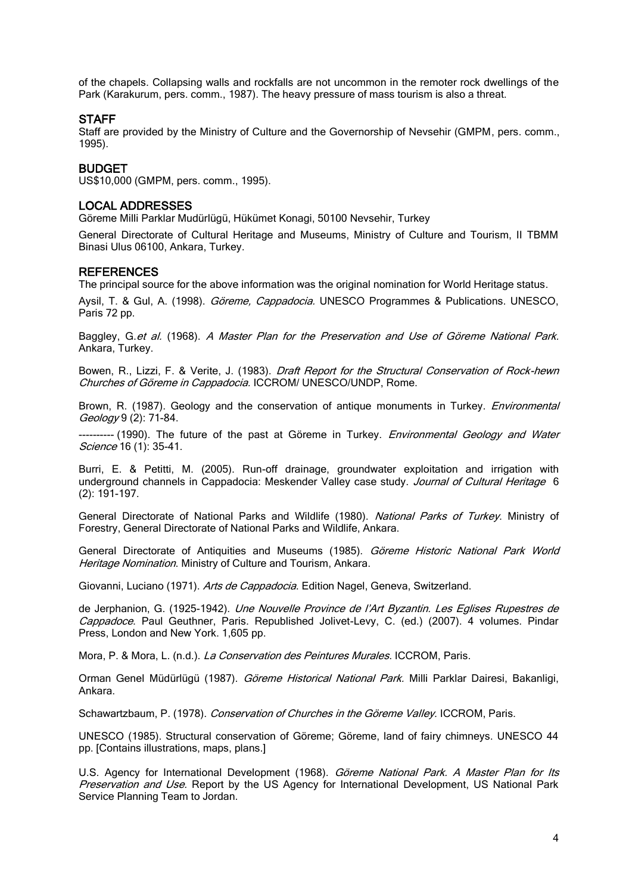of the chapels. Collapsing walls and rockfalls are not uncommon in the remoter rock dwellings of the Park (Karakurum, pers. comm., 1987). The heavy pressure of mass tourism is also a threat.

## STAFF

Staff are provided by the Ministry of Culture and the Governorship of Nevsehir (GMPM, pers. comm., 1995).

## BUDGET

US$10,000 (GMPM, pers. comm., 1995).

## LOCAL ADDRESSES

Göreme Milli Parklar Mudürlügü, Hükümet Konagi, 50100 Nevsehir, Turkey

General Directorate of Cultural Heritage and Museums, Ministry of Culture and Tourism, II TBMM Binasi Ulus 06100, Ankara, Turkey.

## REFERENCES

The principal source for the above information was the original nomination for World Heritage status.

Aysil, T. & Gul, A. (1998). *Göreme, Cappadocia.* UNESCO Programmes & Publications. UNESCO, Paris 72 pp.

Baggley, G. *et al.* (1968). *A Master Plan for the Preservation and Use of Göreme National Park.* Ankara, Turkey.

Bowen, R., Lizzi, F. & Verite, J. (1983). *Draft Report for the Structural Conservation of Rock-hewn Churches of Göreme in Cappadocia.* ICCROM/ UNESCO/UNDP, Rome.

Brown, R. (1987). Geology and the conservation of antique monuments in Turkey. *Environmental Geology* 9 (2): 71-84.

---------- (1990). The future of the past at Göreme in Turkey. *Environmental Geology and Water Science* 16 (1): 35-41.

Burri, E. & Petitti, M. (2005). Run-off drainage, groundwater exploitation and irrigation with underground channels in Cappadocia: Meskender Valley case study. *Journal of Cultural Heritage* 6 (2): 191-197.

General Directorate of National Parks and Wildlife (1980). *National Parks of Turkey*. Ministry of Forestry, General Directorate of National Parks and Wildlife, Ankara.

General Directorate of Antiquities and Museums (1985). *Göreme Historic National Park World Heritage Nomination*. Ministry of Culture and Tourism, Ankara.

Giovanni, Luciano (1971). *Arts de Cappadocia*. Edition Nagel, Geneva, Switzerland.

de Jerphanion, G. (1925-1942). *Une Nouvelle Province de l'Art Byzantin. Les Eglises Rupestres de Cappadoce*. Paul Geuthner, Paris. Republished Jolivet-Levy, C. (ed.) (2007). 4 volumes. Pindar Press, London and New York. 1,605 pp.

Mora, P. & Mora, L. (n.d.). *La Conservation des Peintures Murales*. ICCROM, Paris.

Orman Genel Müdürlügü (1987). *Göreme Historical National Park.* Milli Parklar Dairesi, Bakanligi, Ankara.

Schawartzbaum, P. (1978). *Conservation of Churches in the Göreme Valley*. ICCROM, Paris.

UNESCO (1985). Structural conservation of Göreme; Göreme, land of fairy chimneys. UNESCO 44 pp. [Contains illustrations, maps, plans.]

U.S. Agency for International Development (1968). *Göreme National Park. A Master Plan for Its Preservation and Use.* Report by the US Agency for International Development, US National Park Service Planning Team to Jordan.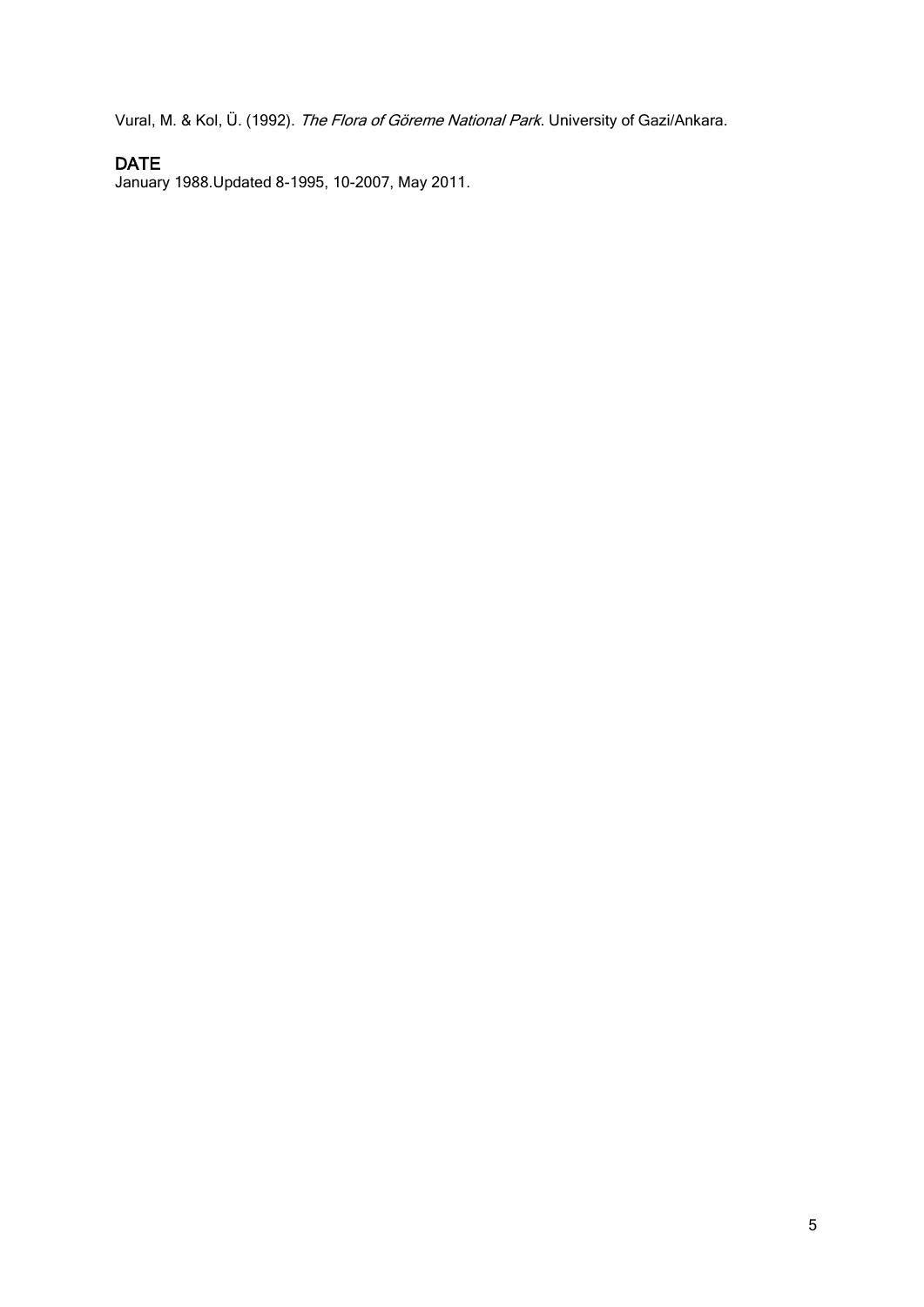Vural, M. & Kol, Ü. (1992). *The Flora of Göreme National Park*. University of Gazi/Ankara.

## DATE

January 1988.Updated 8-1995, 10-2007, May 2011.